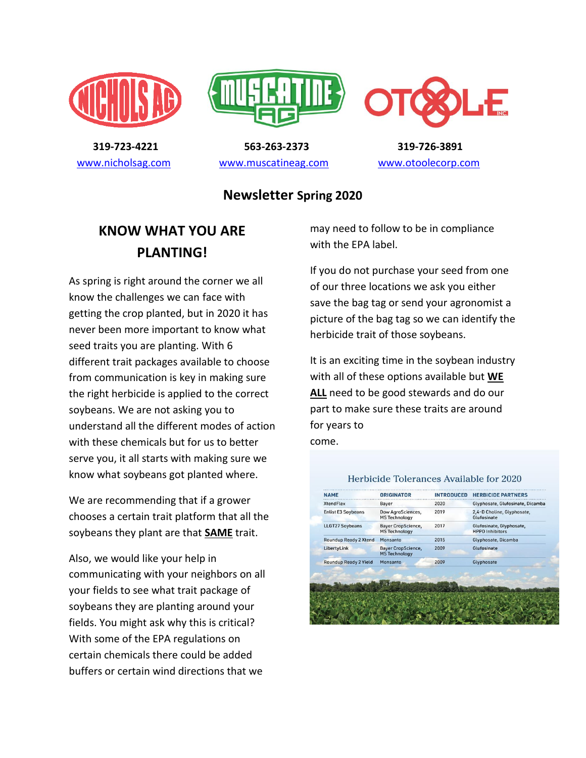319-723-4221
www.nicholsag.com

563-263-2373
www.muscatineag.com

319-726-3891
www.otoolecorp.com

# **Newsletter** Spring 2020

## KNOW WHAT YOU ARE PLANTING!

As spring is right around the corner we all know the challenges we can face with getting the crop planted, but in 2020 it has never been more important to know what seed traits you are planting. With 6 different trait packages available to choose from communication is key in making sure the right herbicide is applied to the correct soybeans. We are not asking you to understand all the different modes of action with these chemicals but for us to better serve you, it all starts with making sure we know what soybeans got planted where.

We are recommending that if a grower chooses a certain trait platform that all the soybeans they plant are that **SAME** trait.

Also, we would like your help in communicating with your neighbors on all your fields to see what trait package of soybeans they are planting around your fields. You might ask why this is critical? With some of the EPA regulations on certain chemicals there could be added buffers or certain wind directions that we may need to follow to be in compliance with the EPA label.

If you do not purchase your seed from one of our three locations we ask you either save the bag tag or send your agronomist a picture of the bag tag so we can identify the herbicide trait of those soybeans.

It is an exciting time in the soybean industry with all of these options available but **WE ALL** need to be good stewards and do our part to make sure these traits are around for years to come.

Herbicide Tolerances Available for 2020

| NAME | ORIGINATOR | INTRODUCED | HERBICIDE PARTNERS |
|---|---|---|---|
| XtendFlex | Bayer | 2020 | Glyphosate, Glufosinate, Dicamba |
| Enlist E3 Soybeans | Dow AgroSciences, MS Technology | 2019 | 2,4-D Choline, Glyphosate, Glufosinate |
| LLGT27 Soybeans | Bayer CropScience, MS Technology | 2017 | Glufosinate, Glyphosate, HPPD Inhibitors |
| Roundup Ready 2 Xtend | Monsanto | 2015 | Glyphosate, Dicamba |
| LibertyLink | Bayer CropScience, MS Technology | 2009 | Glufosinate |
| Roundup Ready 2 Yield | Monsanto | 2009 | Glyphosate |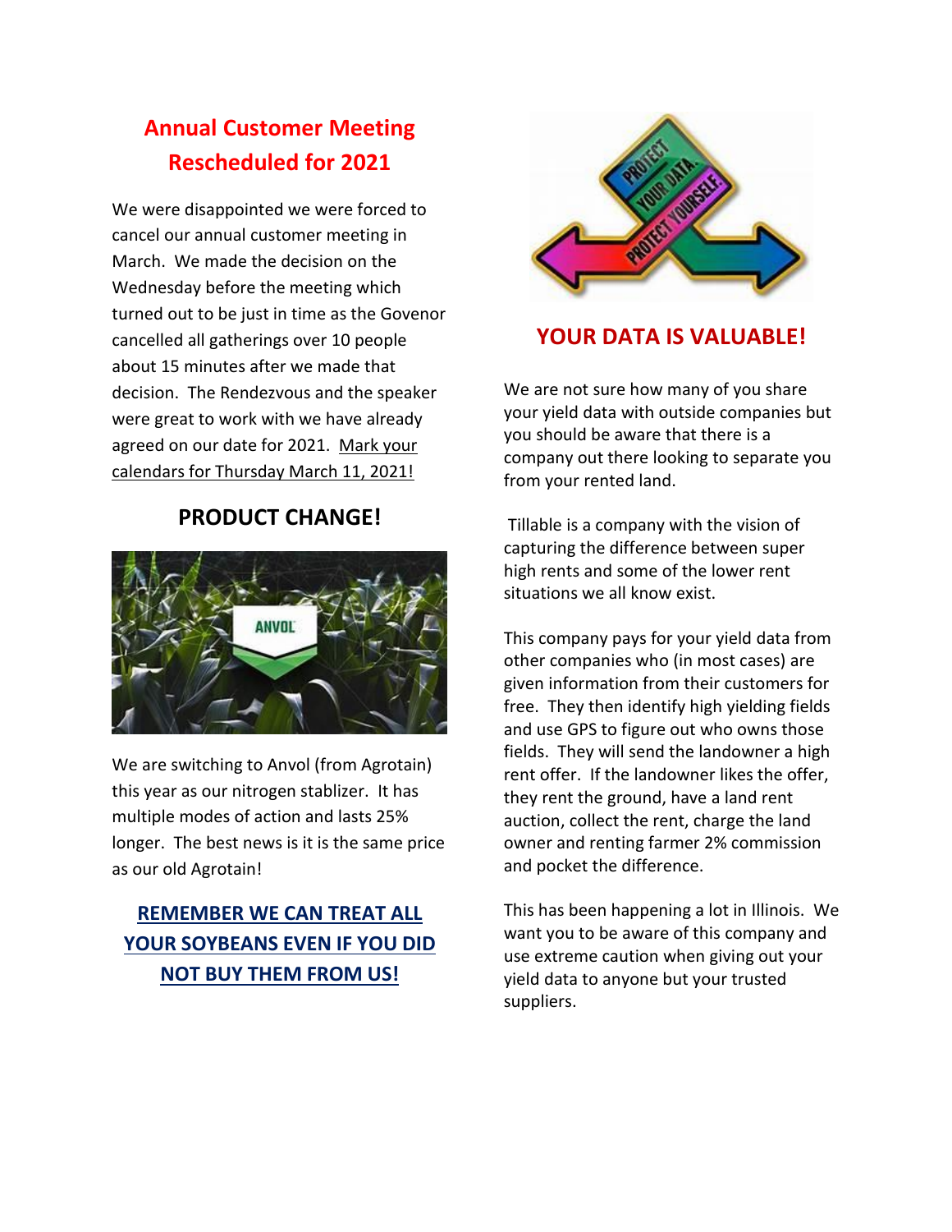## Annual Customer Meeting Rescheduled for 2021

We were disappointed we were forced to cancel our annual customer meeting in March. We made the decision on the Wednesday before the meeting which turned out to be just in time as the Govenor cancelled all gatherings over 10 people about 15 minutes after we made that decision. The Rendezvous and the speaker were great to work with we have already agreed on our date for 2021. Mark your calendars for Thursday March 11, 2021!

## PRODUCT CHANGE!

We are switching to Anvol (from Agrotain) this year as our nitrogen stablizer. It has multiple modes of action and lasts 25% longer. The best news is it is the same price as our old Agrotain!

**REMEMBER WE CAN TREAT ALL YOUR SOYBEANS EVEN IF YOU DID NOT BUY THEM FROM US!**

## YOUR DATA IS VALUABLE!

We are not sure how many of you share your yield data with outside companies but you should be aware that there is a company out there looking to separate you from your rented land.

Tillable is a company with the vision of capturing the difference between super high rents and some of the lower rent situations we all know exist.

This company pays for your yield data from other companies who (in most cases) are given information from their customers for free. They then identify high yielding fields and use GPS to figure out who owns those fields. They will send the landowner a high rent offer. If the landowner likes the offer, they rent the ground, have a land rent auction, collect the rent, charge the land owner and renting farmer 2% commission and pocket the difference.

This has been happening a lot in Illinois. We want you to be aware of this company and use extreme caution when giving out your yield data to anyone but your trusted suppliers.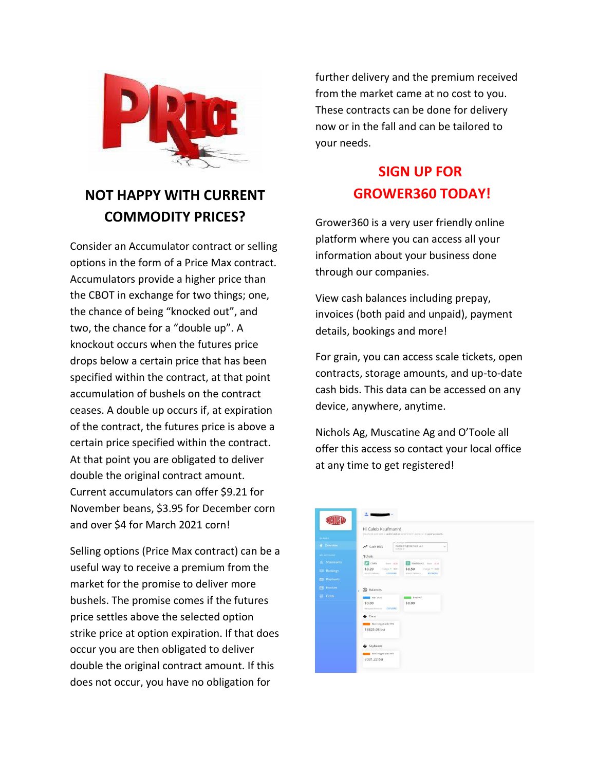## NOT HAPPY WITH CURRENT COMMODITY PRICES?

Consider an Accumulator contract or selling options in the form of a Price Max contract. Accumulators provide a higher price than the CBOT in exchange for two things; one, the chance of being "knocked out", and two, the chance for a "double up". A knockout occurs when the futures price drops below a certain price that has been specified within the contract, at that point accumulation of bushels on the contract ceases. A double up occurs if, at expiration of the contract, the futures price is above a certain price specified within the contract. At that point you are obligated to deliver double the original contract amount. Current accumulators can offer $9.21 for November beans, $3.95 for December corn and over $4 for March 2021 corn!

Selling options (Price Max contract) can be a useful way to receive a premium from the market for the promise to deliver more bushels. The promise comes if the futures price settles above the selected option strike price at option expiration. If that does occur you are then obligated to deliver double the original contract amount. If this does not occur, you have no obligation for further delivery and the premium received from the market came at no cost to you. These contracts can be done for delivery now or in the fall and can be tailored to your needs.

## SIGN UP FOR GROWER360 TODAY!

Grower360 is a very user friendly online platform where you can access all your information about your business done through our companies.

View cash balances including prepay, invoices (both paid and unpaid), payment details, bookings and more!

For grain, you can access scale tickets, open contracts, storage amounts, and up-to-date cash bids. This data can be accessed on any device, anywhere, anytime.

Nichols Ag, Muscatine Ag and O'Toole all offer this access so contact your local office at any time to get registered!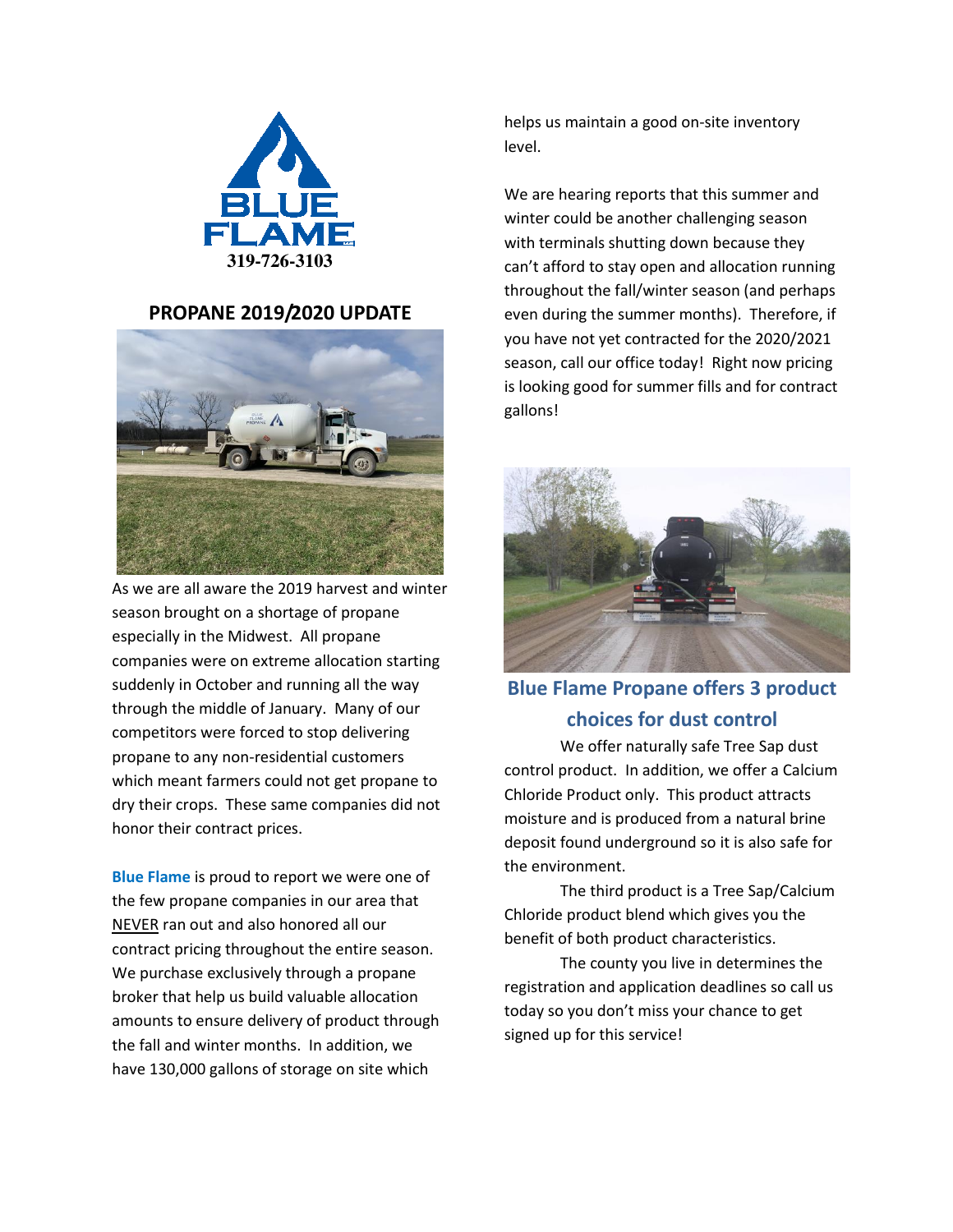BLUE FLAME

319-726-3103

## PROPANE 2019/2020 UPDATE

As we are all aware the 2019 harvest and winter season brought on a shortage of propane especially in the Midwest. All propane companies were on extreme allocation starting suddenly in October and running all the way through the middle of January. Many of our competitors were forced to stop delivering propane to any non-residential customers which meant farmers could not get propane to dry their crops. These same companies did not honor their contract prices.

**Blue Flame** is proud to report we were one of the few propane companies in our area that NEVER ran out and also honored all our contract pricing throughout the entire season. We purchase exclusively through a propane broker that help us build valuable allocation amounts to ensure delivery of product through the fall and winter months. In addition, we have 130,000 gallons of storage on site which helps us maintain a good on-site inventory level.

We are hearing reports that this summer and winter could be another challenging season with terminals shutting down because they can't afford to stay open and allocation running throughout the fall/winter season (and perhaps even during the summer months). Therefore, if you have not yet contracted for the 2020/2021 season, call our office today! Right now pricing is looking good for summer fills and for contract gallons!

## Blue Flame Propane offers 3 product choices for dust control

We offer naturally safe Tree Sap dust control product. In addition, we offer a Calcium Chloride Product only. This product attracts moisture and is produced from a natural brine deposit found underground so it is also safe for the environment.

The third product is a Tree Sap/Calcium Chloride product blend which gives you the benefit of both product characteristics.

The county you live in determines the registration and application deadlines so call us today so you don't miss your chance to get signed up for this service!